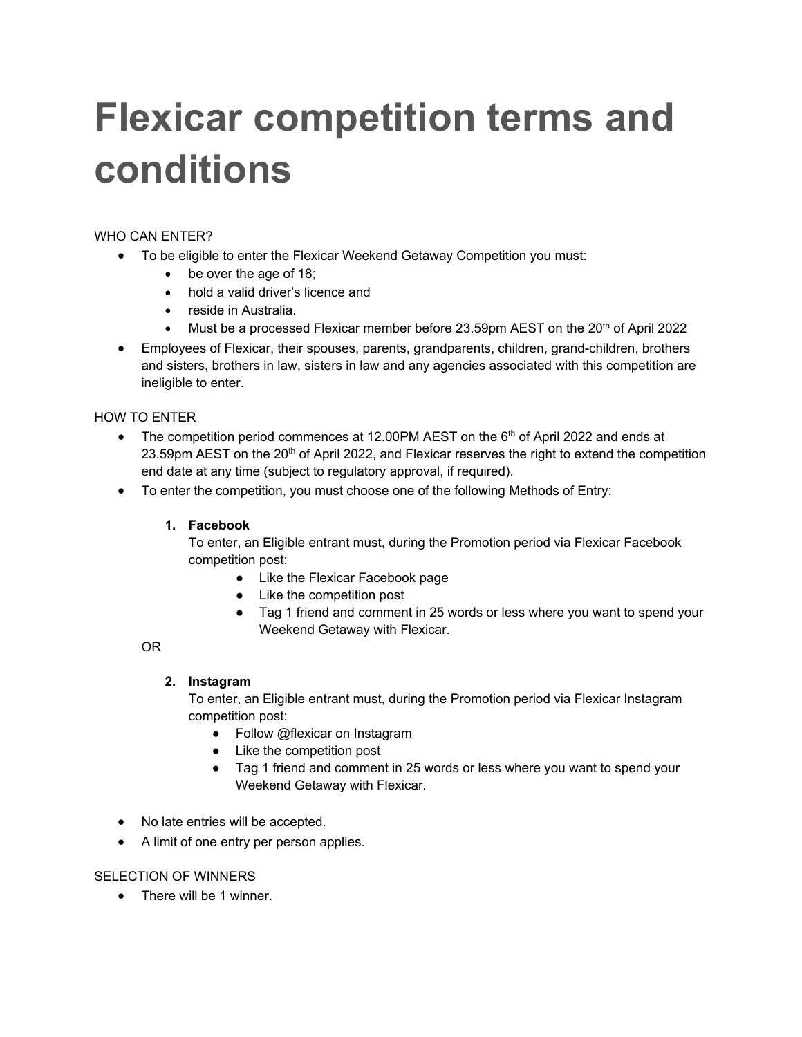# Flexicar competition terms and conditions

WHO CAN ENTER?

- To be eligible to enter the Flexicar Weekend Getaway Competition you must:
  - be over the age of 18;
  - hold a valid driver's licence and
  - reside in Australia.
  - Must be a processed Flexicar member before 23.59pm AEST on the 20th of April 2022
- Employees of Flexicar, their spouses, parents, grandparents, children, grand-children, brothers and sisters, brothers in law, sisters in law and any agencies associated with this competition are ineligible to enter.

HOW TO ENTER

- The competition period commences at 12.00PM AEST on the 6th of April 2022 and ends at 23.59pm AEST on the 20th of April 2022, and Flexicar reserves the right to extend the competition end date at any time (subject to regulatory approval, if required).
- To enter the competition, you must choose one of the following Methods of Entry:

  1. **Facebook**
     To enter, an Eligible entrant must, during the Promotion period via Flexicar Facebook competition post:
     - Like the Flexicar Facebook page
     - Like the competition post
     - Tag 1 friend and comment in 25 words or less where you want to spend your Weekend Getaway with Flexicar.

  OR

  2. **Instagram**
     To enter, an Eligible entrant must, during the Promotion period via Flexicar Instagram competition post:
     - Follow @flexicar on Instagram
     - Like the competition post
     - Tag 1 friend and comment in 25 words or less where you want to spend your Weekend Getaway with Flexicar.

- No late entries will be accepted.
- A limit of one entry per person applies.

SELECTION OF WINNERS

- There will be 1 winner.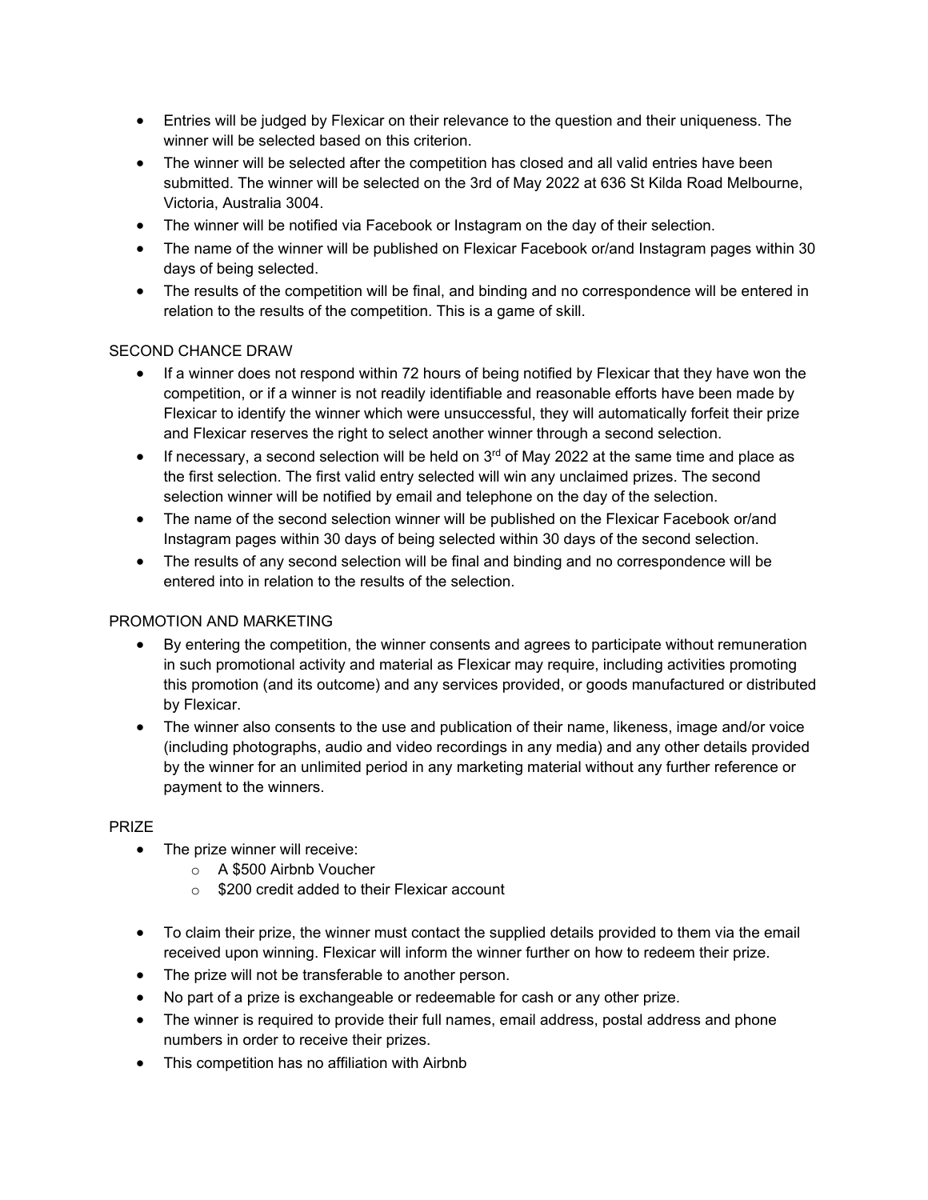- Entries will be judged by Flexicar on their relevance to the question and their uniqueness. The winner will be selected based on this criterion.
- The winner will be selected after the competition has closed and all valid entries have been submitted. The winner will be selected on the 3rd of May 2022 at 636 St Kilda Road Melbourne, Victoria, Australia 3004.
- The winner will be notified via Facebook or Instagram on the day of their selection.
- The name of the winner will be published on Flexicar Facebook or/and Instagram pages within 30 days of being selected.
- The results of the competition will be final, and binding and no correspondence will be entered in relation to the results of the competition. This is a game of skill.

## SECOND CHANCE DRAW

- If a winner does not respond within 72 hours of being notified by Flexicar that they have won the competition, or if a winner is not readily identifiable and reasonable efforts have been made by Flexicar to identify the winner which were unsuccessful, they will automatically forfeit their prize and Flexicar reserves the right to select another winner through a second selection.
- If necessary, a second selection will be held on 3rd of May 2022 at the same time and place as the first selection. The first valid entry selected will win any unclaimed prizes. The second selection winner will be notified by email and telephone on the day of the selection.
- The name of the second selection winner will be published on the Flexicar Facebook or/and Instagram pages within 30 days of being selected within 30 days of the second selection.
- The results of any second selection will be final and binding and no correspondence will be entered into in relation to the results of the selection.

## PROMOTION AND MARKETING

- By entering the competition, the winner consents and agrees to participate without remuneration in such promotional activity and material as Flexicar may require, including activities promoting this promotion (and its outcome) and any services provided, or goods manufactured or distributed by Flexicar.
- The winner also consents to the use and publication of their name, likeness, image and/or voice (including photographs, audio and video recordings in any media) and any other details provided by the winner for an unlimited period in any marketing material without any further reference or payment to the winners.

## PRIZE

- The prize winner will receive:
  - A $500 Airbnb Voucher
  - $200 credit added to their Flexicar account
- To claim their prize, the winner must contact the supplied details provided to them via the email received upon winning. Flexicar will inform the winner further on how to redeem their prize.
- The prize will not be transferable to another person.
- No part of a prize is exchangeable or redeemable for cash or any other prize.
- The winner is required to provide their full names, email address, postal address and phone numbers in order to receive their prizes.
- This competition has no affiliation with Airbnb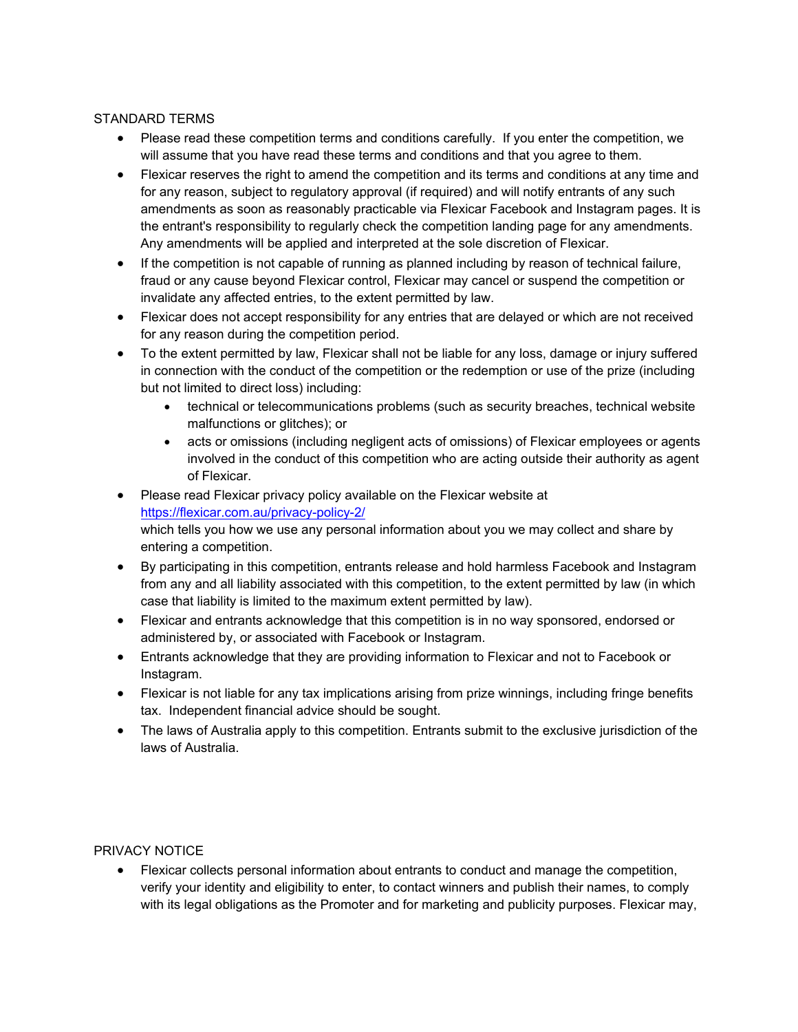STANDARD TERMS

- Please read these competition terms and conditions carefully. If you enter the competition, we will assume that you have read these terms and conditions and that you agree to them.
- Flexicar reserves the right to amend the competition and its terms and conditions at any time and for any reason, subject to regulatory approval (if required) and will notify entrants of any such amendments as soon as reasonably practicable via Flexicar Facebook and Instagram pages. It is the entrant's responsibility to regularly check the competition landing page for any amendments. Any amendments will be applied and interpreted at the sole discretion of Flexicar.
- If the competition is not capable of running as planned including by reason of technical failure, fraud or any cause beyond Flexicar control, Flexicar may cancel or suspend the competition or invalidate any affected entries, to the extent permitted by law.
- Flexicar does not accept responsibility for any entries that are delayed or which are not received for any reason during the competition period.
- To the extent permitted by law, Flexicar shall not be liable for any loss, damage or injury suffered in connection with the conduct of the competition or the redemption or use of the prize (including but not limited to direct loss) including:
    - technical or telecommunications problems (such as security breaches, technical website malfunctions or glitches); or
    - acts or omissions (including negligent acts of omissions) of Flexicar employees or agents involved in the conduct of this competition who are acting outside their authority as agent of Flexicar.
- Please read Flexicar privacy policy available on the Flexicar website at [https://flexicar.com.au/privacy-policy-2/](https://flexicar.com.au/privacy-policy-2/) which tells you how we use any personal information about you we may collect and share by entering a competition.
- By participating in this competition, entrants release and hold harmless Facebook and Instagram from any and all liability associated with this competition, to the extent permitted by law (in which case that liability is limited to the maximum extent permitted by law).
- Flexicar and entrants acknowledge that this competition is in no way sponsored, endorsed or administered by, or associated with Facebook or Instagram.
- Entrants acknowledge that they are providing information to Flexicar and not to Facebook or Instagram.
- Flexicar is not liable for any tax implications arising from prize winnings, including fringe benefits tax. Independent financial advice should be sought.
- The laws of Australia apply to this competition. Entrants submit to the exclusive jurisdiction of the laws of Australia.

PRIVACY NOTICE

- Flexicar collects personal information about entrants to conduct and manage the competition, verify your identity and eligibility to enter, to contact winners and publish their names, to comply with its legal obligations as the Promoter and for marketing and publicity purposes. Flexicar may,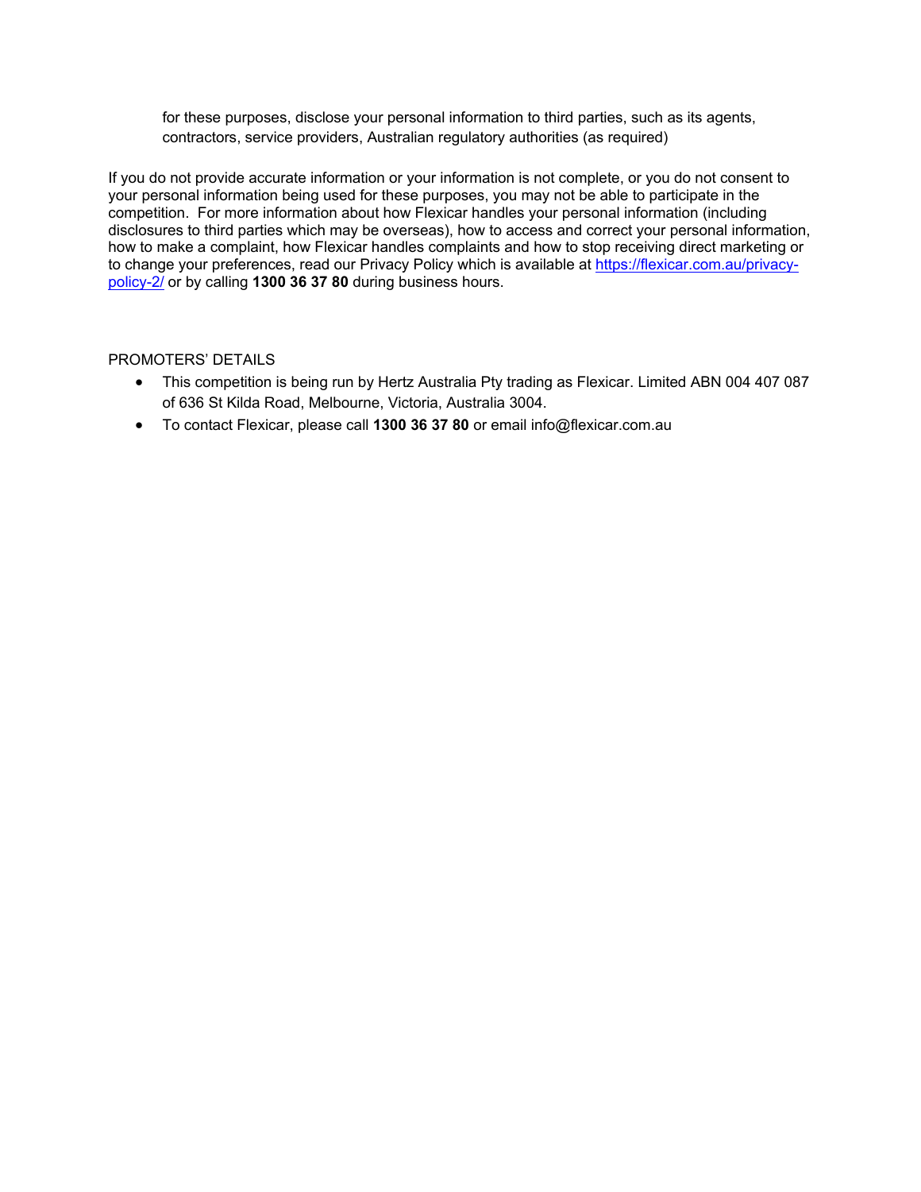for these purposes, disclose your personal information to third parties, such as its agents, contractors, service providers, Australian regulatory authorities (as required)

If you do not provide accurate information or your information is not complete, or you do not consent to your personal information being used for these purposes, you may not be able to participate in the competition. For more information about how Flexicar handles your personal information (including disclosures to third parties which may be overseas), how to access and correct your personal information, how to make a complaint, how Flexicar handles complaints and how to stop receiving direct marketing or to change your preferences, read our Privacy Policy which is available at [https://flexicar.com.au/privacy-policy-2/](https://flexicar.com.au/privacy-policy-2/) or by calling **1300 36 37 80** during business hours.

PROMOTERS' DETAILS

- This competition is being run by Hertz Australia Pty trading as Flexicar. Limited ABN 004 407 087 of 636 St Kilda Road, Melbourne, Victoria, Australia 3004.
- To contact Flexicar, please call **1300 36 37 80** or email info@flexicar.com.au